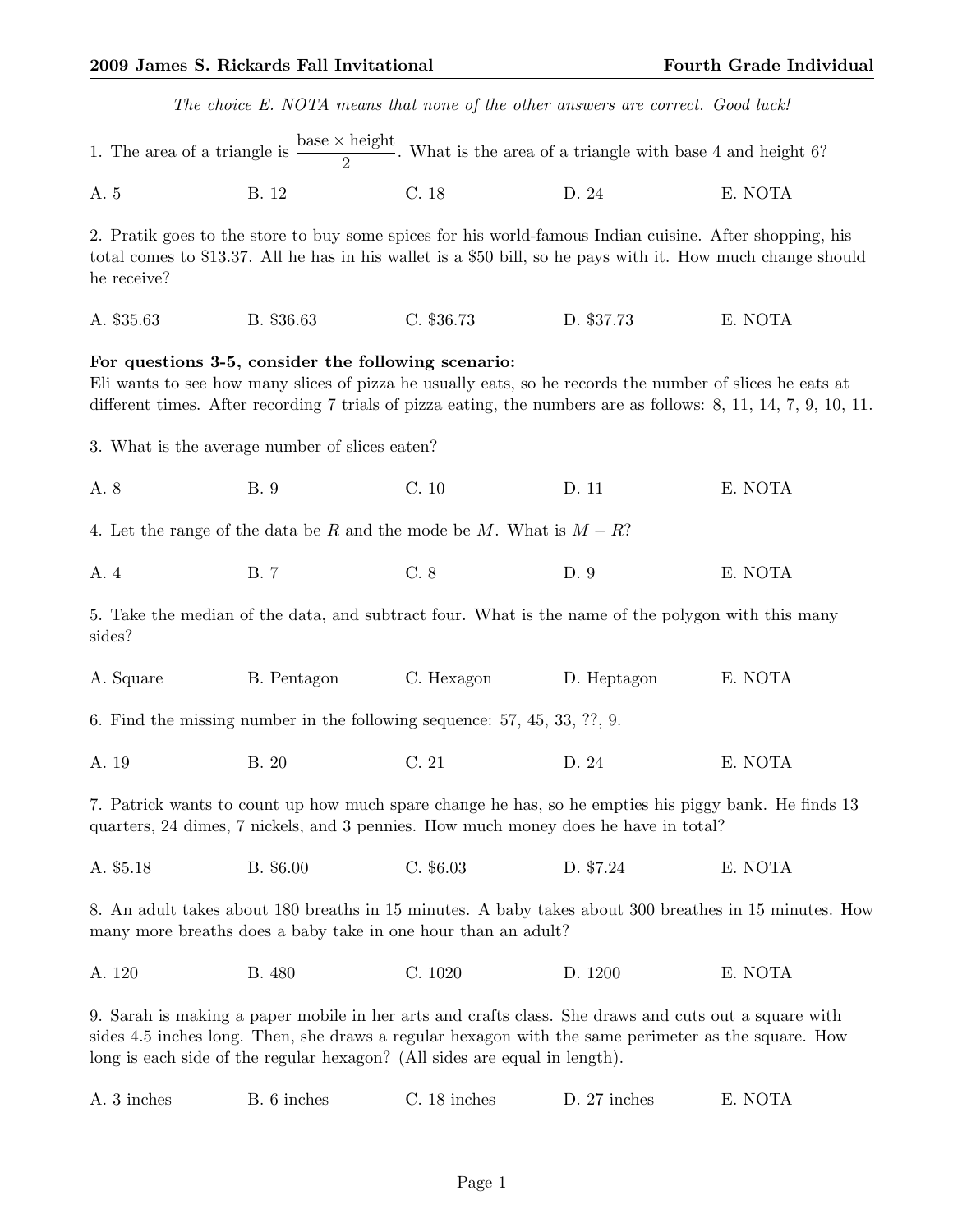*The choice E. NOTA means that none of the other answers are correct. Good luck!*

1. The area of a triangle is $\frac{\text{base} \times \text{height}}{2}$. What is the area of a triangle with base 4 and height 6?

A. 5 B. 12 C. 18 D. 24 E. NOTA

2. Pratik goes to the store to buy some spices for his world-famous Indian cuisine. After shopping, his total comes to $13.37. All he has in his wallet is a $50 bill, so he pays with it. How much change should he receive?

A. $35.63 B. $36.63 C. $36.73 D. $37.73 E. NOTA

**For questions 3-5, consider the following scenario:**
Eli wants to see how many slices of pizza he usually eats, so he records the number of slices he eats at different times. After recording 7 trials of pizza eating, the numbers are as follows: 8, 11, 14, 7, 9, 10, 11.

3. What is the average number of slices eaten?

A. 8 B. 9 C. 10 D. 11 E. NOTA

4. Let the range of the data be $R$ and the mode be $M$. What is $M - R$?

A. 4 B. 7 C. 8 D. 9 E. NOTA

5. Take the median of the data, and subtract four. What is the name of the polygon with this many sides?

A. Square B. Pentagon C. Hexagon D. Heptagon E. NOTA

6. Find the missing number in the following sequence: 57, 45, 33, ??, 9.

A. 19 B. 20 C. 21 D. 24 E. NOTA

7. Patrick wants to count up how much spare change he has, so he empties his piggy bank. He finds 13 quarters, 24 dimes, 7 nickels, and 3 pennies. How much money does he have in total?

A. $5.18 B. $6.00 C. $6.03 D. $7.24 E. NOTA

8. An adult takes about 180 breaths in 15 minutes. A baby takes about 300 breathes in 15 minutes. How many more breaths does a baby take in one hour than an adult?

A. 120 B. 480 C. 1020 D. 1200 E. NOTA

9. Sarah is making a paper mobile in her arts and crafts class. She draws and cuts out a square with sides 4.5 inches long. Then, she draws a regular hexagon with the same perimeter as the square. How long is each side of the regular hexagon? (All sides are equal in length).

A. 3 inches B. 6 inches C. 18 inches D. 27 inches E. NOTA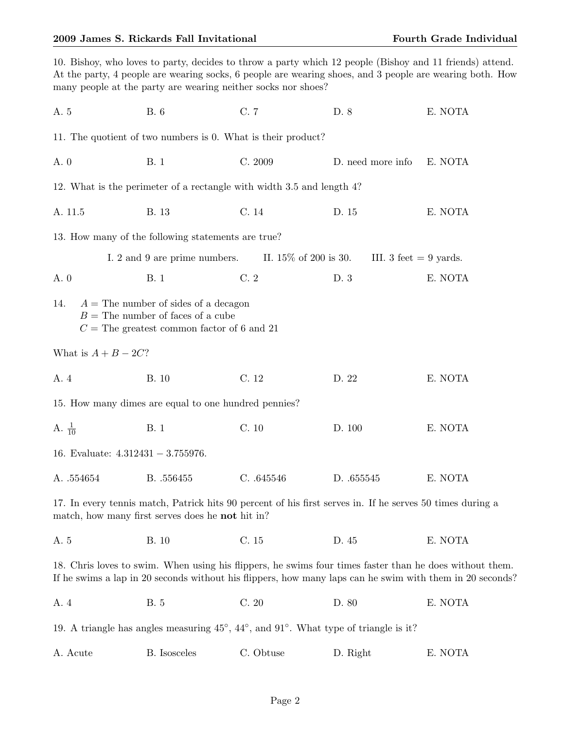10. Bishoy, who loves to party, decides to throw a party which 12 people (Bishoy and 11 friends) attend. At the party, 4 people are wearing socks, 6 people are wearing shoes, and 3 people are wearing both. How many people at the party are wearing neither socks nor shoes?

A. 5 B. 6 C. 7 D. 8 E. NOTA

11. The quotient of two numbers is 0. What is their product?

A. 0 B. 1 C. 2009 D. need more info E. NOTA

12. What is the perimeter of a rectangle with width 3.5 and length 4?

A. 11.5 B. 13 C. 14 D. 15 E. NOTA

13. How many of the following statements are true?

I. 2 and 9 are prime numbers. II. 15% of 200 is 30. III. 3 feet = 9 yards.

A. 0 B. 1 C. 2 D. 3 E. NOTA

14. $A =$ The number of sides of a decagon
$B =$ The number of faces of a cube
$C =$ The greatest common factor of 6 and 21

What is $A + B - 2C$?

A. 4 B. 10 C. 12 D. 22 E. NOTA

15. How many dimes are equal to one hundred pennies?

A. $\frac{1}{10}$ B. 1 C. 10 D. 100 E. NOTA

16. Evaluate: $4.312431 - 3.755976$.

A. .554654 B. .556455 C. .645546 D. .655545 E. NOTA

17. In every tennis match, Patrick hits 90 percent of his first serves in. If he serves 50 times during a match, how many first serves does he **not** hit in?

A. 5 B. 10 C. 15 D. 45 E. NOTA

18. Chris loves to swim. When using his flippers, he swims four times faster than he does without them. If he swims a lap in 20 seconds without his flippers, how many laps can he swim with them in 20 seconds?

A. 4 B. 5 C. 20 D. 80 E. NOTA

19. A triangle has angles measuring 45°, 44°, and 91°. What type of triangle is it?

A. Acute B. Isosceles C. Obtuse D. Right E. NOTA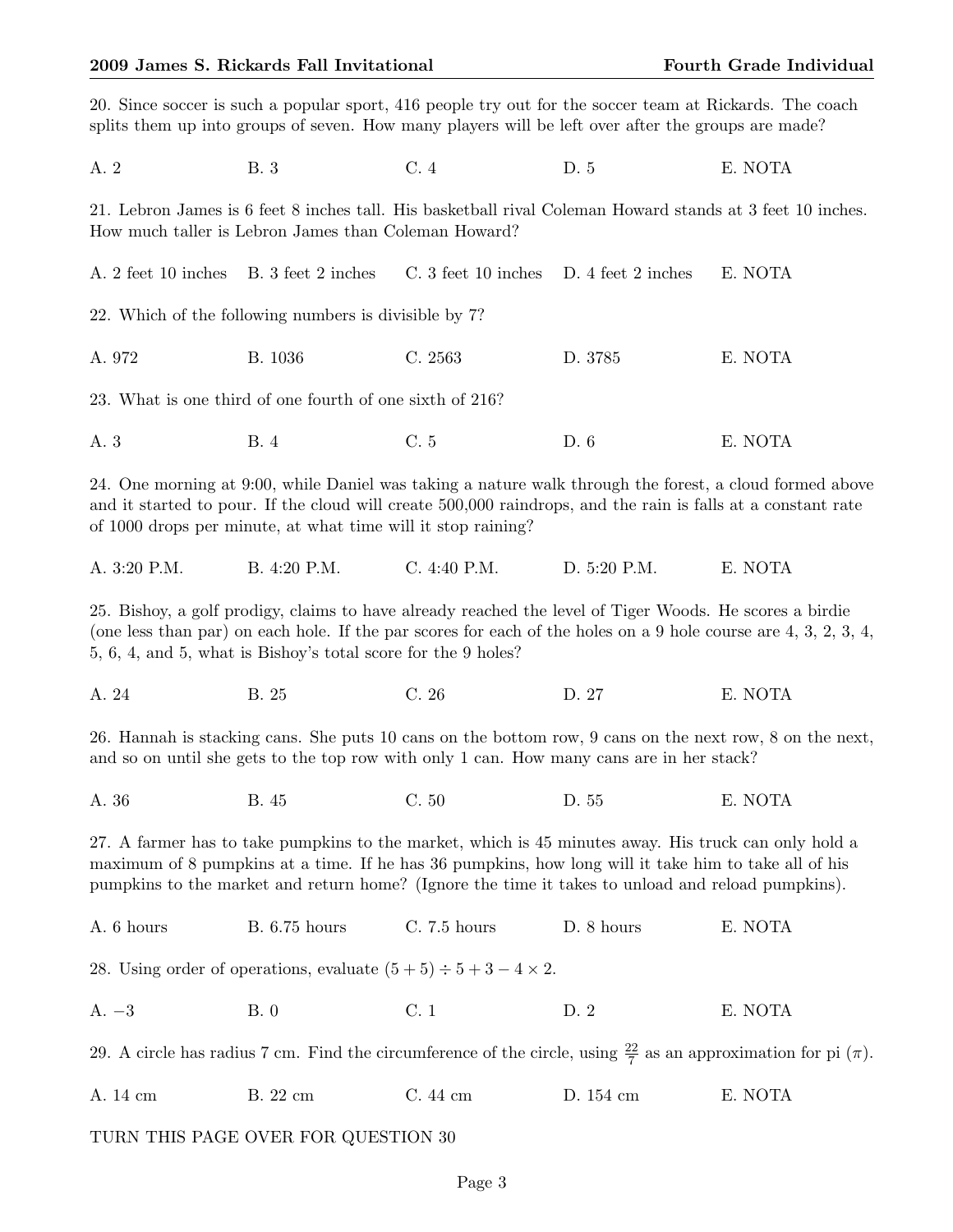20. Since soccer is such a popular sport, 416 people try out for the soccer team at Rickards. The coach splits them up into groups of seven. How many players will be left over after the groups are made?

A. 2 B. 3 C. 4 D. 5 E. NOTA

21. Lebron James is 6 feet 8 inches tall. His basketball rival Coleman Howard stands at 3 feet 10 inches. How much taller is Lebron James than Coleman Howard?

A. 2 feet 10 inches B. 3 feet 2 inches C. 3 feet 10 inches D. 4 feet 2 inches E. NOTA

22. Which of the following numbers is divisible by 7?

A. 972 B. 1036 C. 2563 D. 3785 E. NOTA

23. What is one third of one fourth of one sixth of 216?

A. 3 B. 4 C. 5 D. 6 E. NOTA

24. One morning at 9:00, while Daniel was taking a nature walk through the forest, a cloud formed above and it started to pour. If the cloud will create 500,000 raindrops, and the rain is falls at a constant rate of 1000 drops per minute, at what time will it stop raining?

A. 3:20 P.M. B. 4:20 P.M. C. 4:40 P.M. D. 5:20 P.M. E. NOTA

25. Bishoy, a golf prodigy, claims to have already reached the level of Tiger Woods. He scores a birdie (one less than par) on each hole. If the par scores for each of the holes on a 9 hole course are 4, 3, 2, 3, 4, 5, 6, 4, and 5, what is Bishoy's total score for the 9 holes?

A. 24 B. 25 C. 26 D. 27 E. NOTA

26. Hannah is stacking cans. She puts 10 cans on the bottom row, 9 cans on the next row, 8 on the next, and so on until she gets to the top row with only 1 can. How many cans are in her stack?

A. 36 B. 45 C. 50 D. 55 E. NOTA

27. A farmer has to take pumpkins to the market, which is 45 minutes away. His truck can only hold a maximum of 8 pumpkins at a time. If he has 36 pumpkins, how long will it take him to take all of his pumpkins to the market and return home? (Ignore the time it takes to unload and reload pumpkins).

A. 6 hours B. 6.75 hours C. 7.5 hours D. 8 hours E. NOTA

28. Using order of operations, evaluate $(5 + 5) \div 5 + 3 - 4 \times 2$.

A. $-3$ B. 0 C. 1 D. 2 E. NOTA

29. A circle has radius 7 cm. Find the circumference of the circle, using $\frac{22}{7}$ as an approximation for pi ($\pi$).

A. 14 cm B. 22 cm C. 44 cm D. 154 cm E. NOTA

TURN THIS PAGE OVER FOR QUESTION 30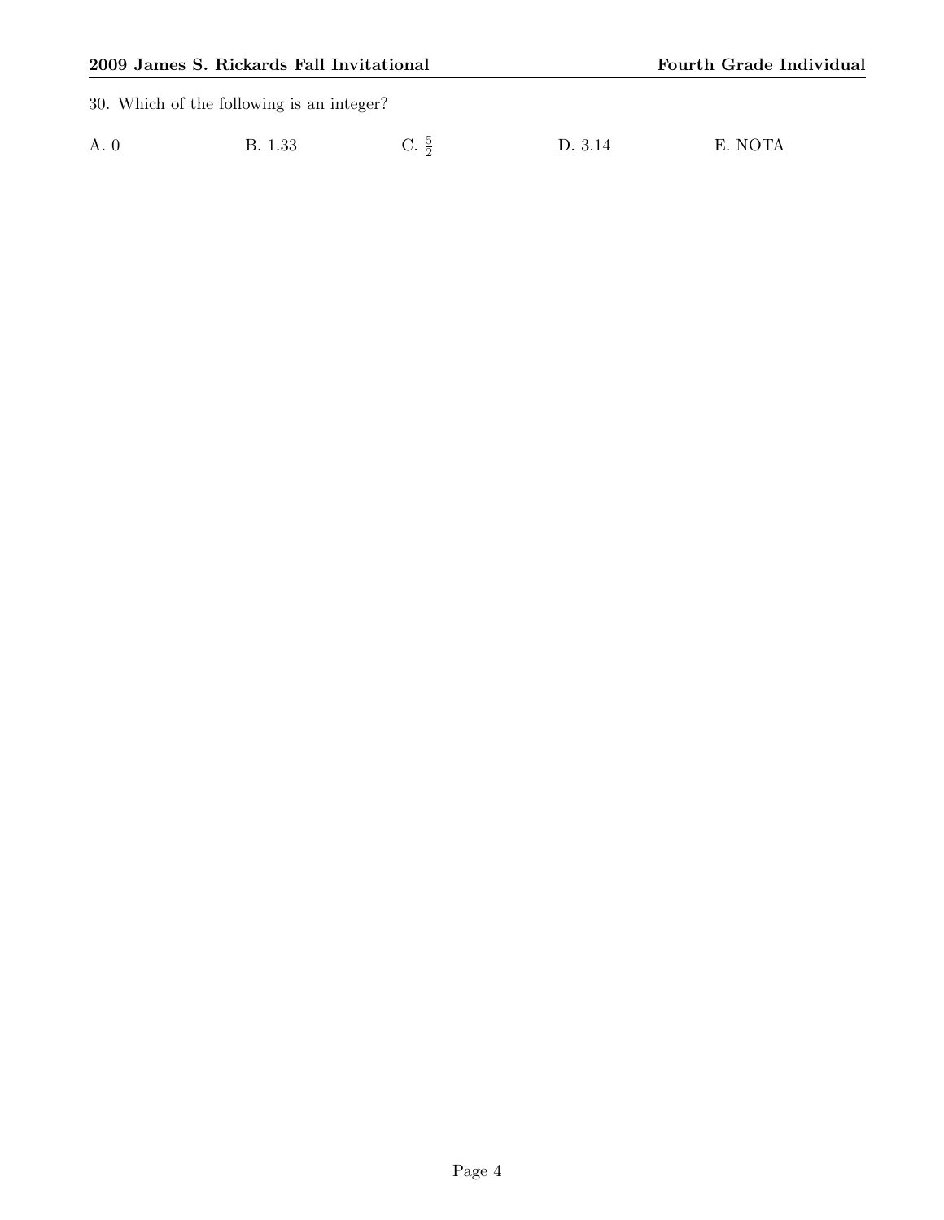30. Which of the following is an integer?

A. 0 B. 1.33 C. $\frac{5}{2}$ D. 3.14 E. NOTA